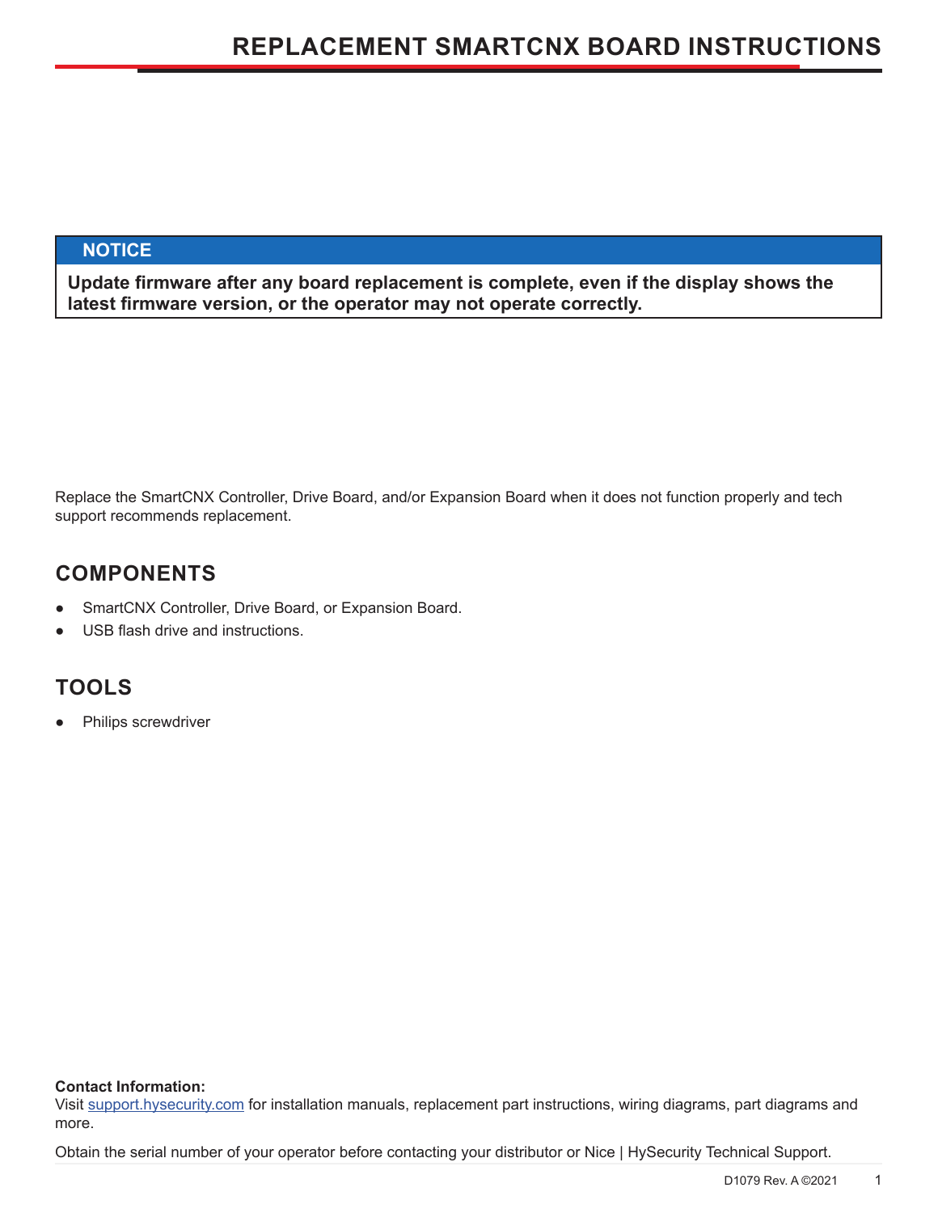# REPLACEMENT SMARTCNX BOARD INSTRUCTIONS

> **NOTICE**
>
> **Update firmware after any board replacement is complete, even if the display shows the latest firmware version, or the operator may not operate correctly.**

Replace the SmartCNX Controller, Drive Board, and/or Expansion Board when it does not function properly and tech support recommends replacement.

## COMPONENTS

- SmartCNX Controller, Drive Board, or Expansion Board.
- USB flash drive and instructions.

## TOOLS

- Philips screwdriver

**Contact Information:**
Visit support.hysecurity.com for installation manuals, replacement part instructions, wiring diagrams, part diagrams and more.

Obtain the serial number of your operator before contacting your distributor or Nice | HySecurity Technical Support.

D1079 Rev. A ©2021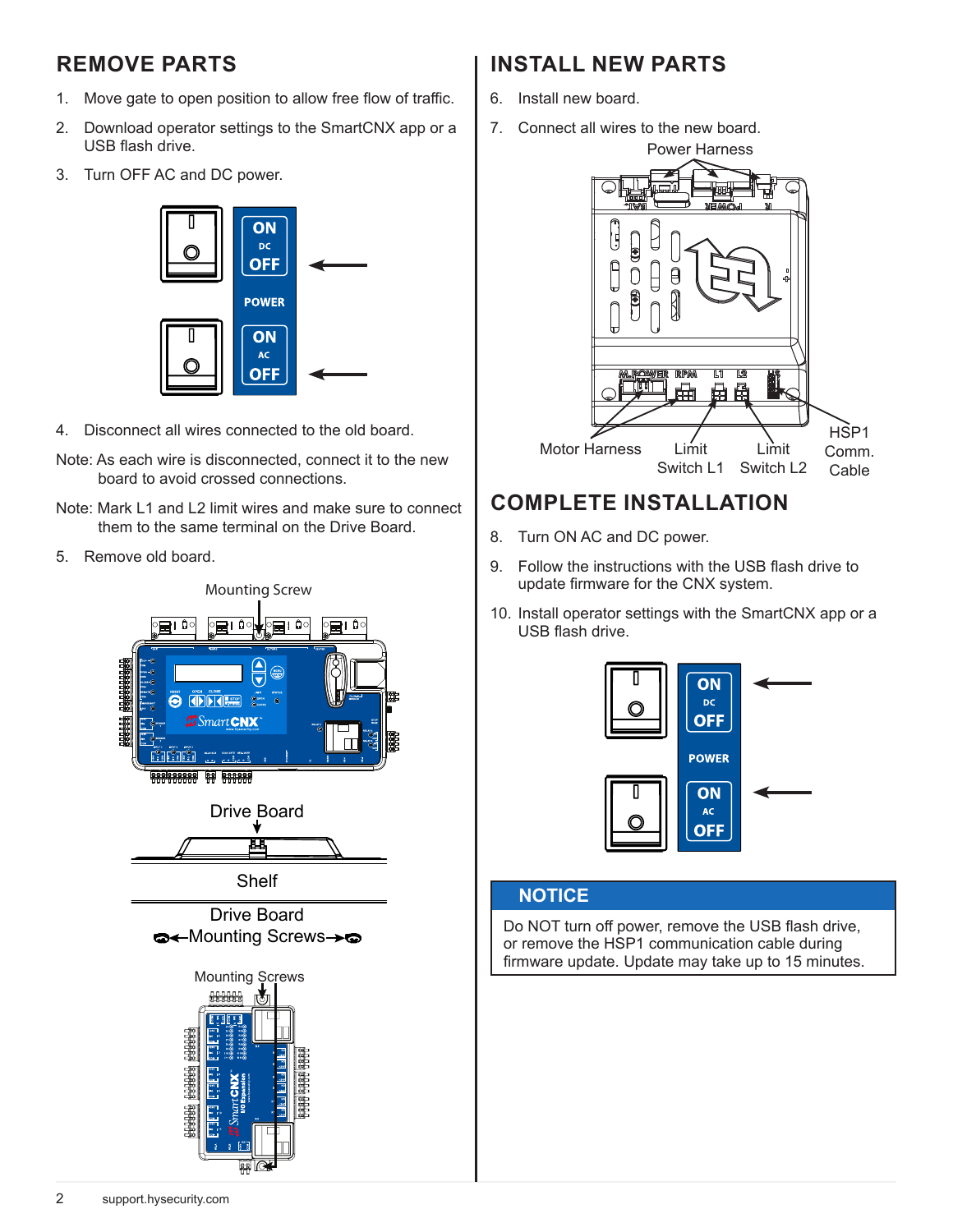## REMOVE PARTS

1. Move gate to open position to allow free flow of traffic.
2. Download operator settings to the SmartCNX app or a USB flash drive.
3. Turn OFF AC and DC power.

ON
DC
OFF
POWER
ON
AC
OFF

4. Disconnect all wires connected to the old board.

Note: As each wire is disconnected, connect it to the new board to avoid crossed connections.

Note: Mark L1 and L2 limit wires and make sure to connect them to the same terminal on the Drive Board.

5. Remove old board.

Mounting Screw

Drive Board

Shelf

Drive Board
Mounting Screws

Mounting Screws

## INSTALL NEW PARTS

6. Install new board.
7. Connect all wires to the new board.

Power Harness

Motor Harness
Limit Switch L1
Limit Switch L2
HSP1 Comm. Cable

## COMPLETE INSTALLATION

8. Turn ON AC and DC power.
9. Follow the instructions with the USB flash drive to update firmware for the CNX system.
10. Install operator settings with the SmartCNX app or a USB flash drive.

ON
DC
OFF
POWER
ON
AC
OFF

**NOTICE**

Do NOT turn off power, remove the USB flash drive, or remove the HSP1 communication cable during firmware update. Update may take up to 15 minutes.

support.hysecurity.com